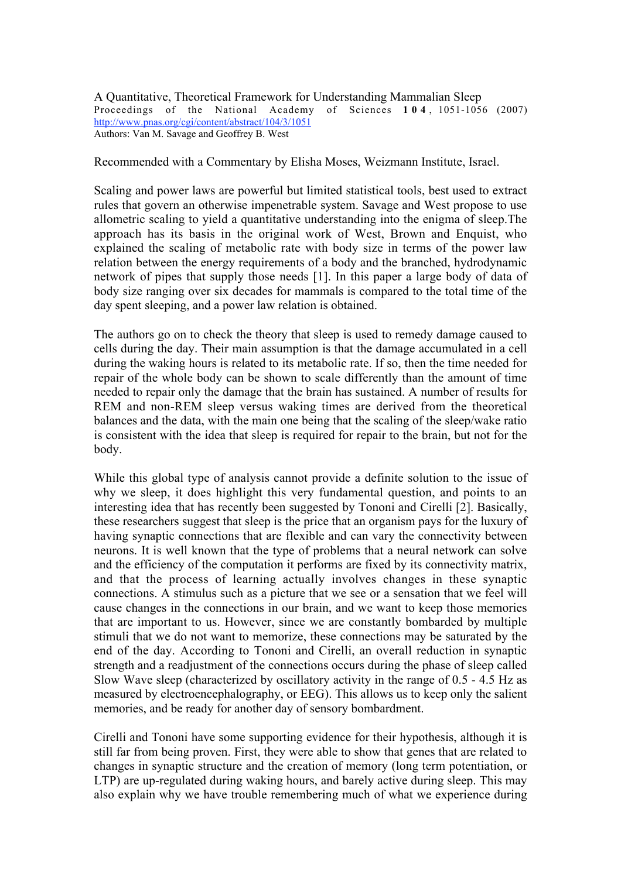A Quantitative, Theoretical Framework for Understanding Mammalian Sleep
Proceedings of the National Academy of Sciences **104**, 1051-1056 (2007)
http://www.pnas.org/cgi/content/abstract/104/3/1051
Authors: Van M. Savage and Geoffrey B. West

Recommended with a Commentary by Elisha Moses, Weizmann Institute, Israel.

Scaling and power laws are powerful but limited statistical tools, best used to extract rules that govern an otherwise impenetrable system. Savage and West propose to use allometric scaling to yield a quantitative understanding into the enigma of sleep.The approach has its basis in the original work of West, Brown and Enquist, who explained the scaling of metabolic rate with body size in terms of the power law relation between the energy requirements of a body and the branched, hydrodynamic network of pipes that supply those needs [1]. In this paper a large body of data of body size ranging over six decades for mammals is compared to the total time of the day spent sleeping, and a power law relation is obtained.

The authors go on to check the theory that sleep is used to remedy damage caused to cells during the day. Their main assumption is that the damage accumulated in a cell during the waking hours is related to its metabolic rate. If so, then the time needed for repair of the whole body can be shown to scale differently than the amount of time needed to repair only the damage that the brain has sustained. A number of results for REM and non-REM sleep versus waking times are derived from the theoretical balances and the data, with the main one being that the scaling of the sleep/wake ratio is consistent with the idea that sleep is required for repair to the brain, but not for the body.

While this global type of analysis cannot provide a definite solution to the issue of why we sleep, it does highlight this very fundamental question, and points to an interesting idea that has recently been suggested by Tononi and Cirelli [2]. Basically, these researchers suggest that sleep is the price that an organism pays for the luxury of having synaptic connections that are flexible and can vary the connectivity between neurons. It is well known that the type of problems that a neural network can solve and the efficiency of the computation it performs are fixed by its connectivity matrix, and that the process of learning actually involves changes in these synaptic connections. A stimulus such as a picture that we see or a sensation that we feel will cause changes in the connections in our brain, and we want to keep those memories that are important to us. However, since we are constantly bombarded by multiple stimuli that we do not want to memorize, these connections may be saturated by the end of the day. According to Tononi and Cirelli, an overall reduction in synaptic strength and a readjustment of the connections occurs during the phase of sleep called Slow Wave sleep (characterized by oscillatory activity in the range of 0.5 - 4.5 Hz as measured by electroencephalography, or EEG). This allows us to keep only the salient memories, and be ready for another day of sensory bombardment.

Cirelli and Tononi have some supporting evidence for their hypothesis, although it is still far from being proven. First, they were able to show that genes that are related to changes in synaptic structure and the creation of memory (long term potentiation, or LTP) are up-regulated during waking hours, and barely active during sleep. This may also explain why we have trouble remembering much of what we experience during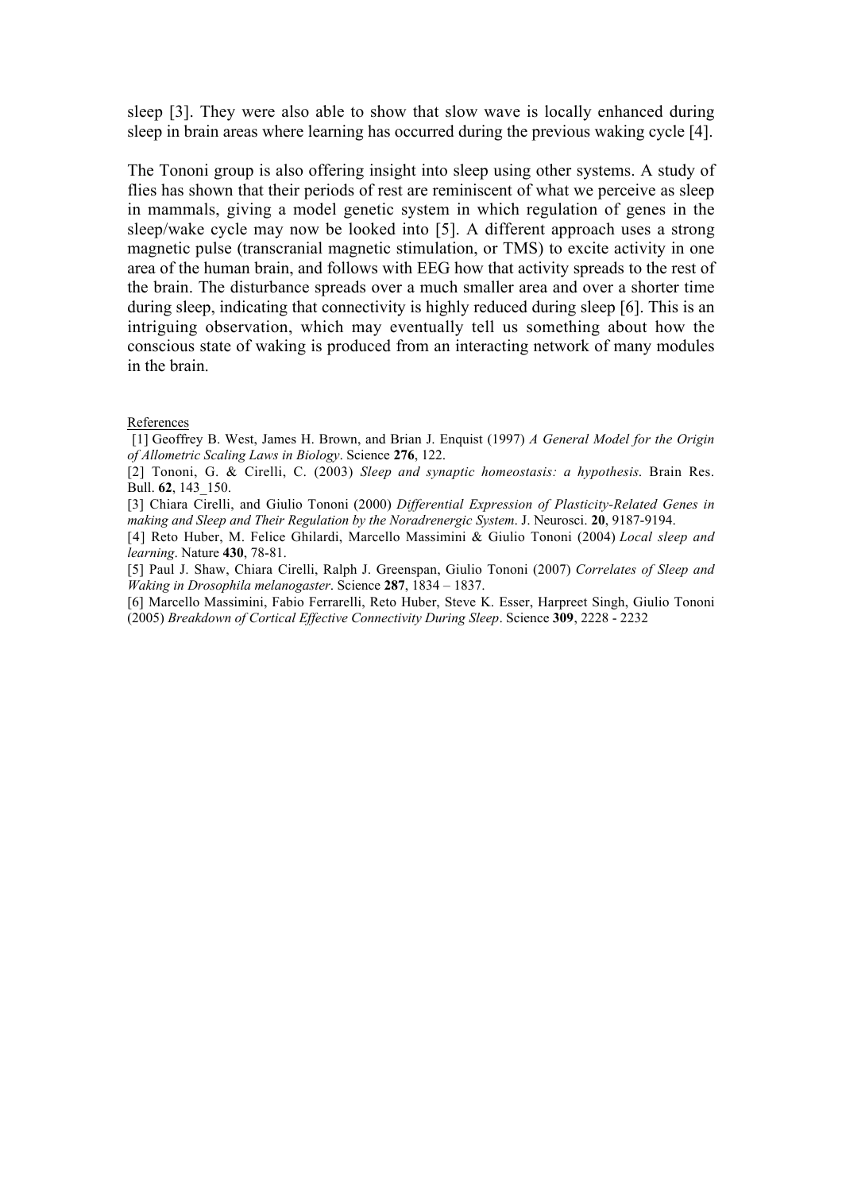sleep [3]. They were also able to show that slow wave is locally enhanced during sleep in brain areas where learning has occurred during the previous waking cycle [4].

The Tononi group is also offering insight into sleep using other systems. A study of flies has shown that their periods of rest are reminiscent of what we perceive as sleep in mammals, giving a model genetic system in which regulation of genes in the sleep/wake cycle may now be looked into [5]. A different approach uses a strong magnetic pulse (transcranial magnetic stimulation, or TMS) to excite activity in one area of the human brain, and follows with EEG how that activity spreads to the rest of the brain. The disturbance spreads over a much smaller area and over a shorter time during sleep, indicating that connectivity is highly reduced during sleep [6]. This is an intriguing observation, which may eventually tell us something about how the conscious state of waking is produced from an interacting network of many modules in the brain.

References

[1] Geoffrey B. West, James H. Brown, and Brian J. Enquist (1997) *A General Model for the Origin of Allometric Scaling Laws in Biology*. Science **276**, 122.

[2] Tononi, G. & Cirelli, C. (2003) *Sleep and synaptic homeostasis: a hypothesis.* Brain Res. Bull. **62**, 143_150.

[3] Chiara Cirelli, and Giulio Tononi (2000) *Differential Expression of Plasticity-Related Genes in making and Sleep and Their Regulation by the Noradrenergic System*. J. Neurosci. **20**, 9187-9194.

[4] Reto Huber, M. Felice Ghilardi, Marcello Massimini & Giulio Tononi (2004) *Local sleep and learning*. Nature **430**, 78-81.

[5] Paul J. Shaw, Chiara Cirelli, Ralph J. Greenspan, Giulio Tononi (2007) *Correlates of Sleep and Waking in Drosophila melanogaster*. Science **287**, 1834 – 1837.

[6] Marcello Massimini, Fabio Ferrarelli, Reto Huber, Steve K. Esser, Harpreet Singh, Giulio Tononi (2005) *Breakdown of Cortical Effective Connectivity During Sleep*. Science **309**, 2228 - 2232